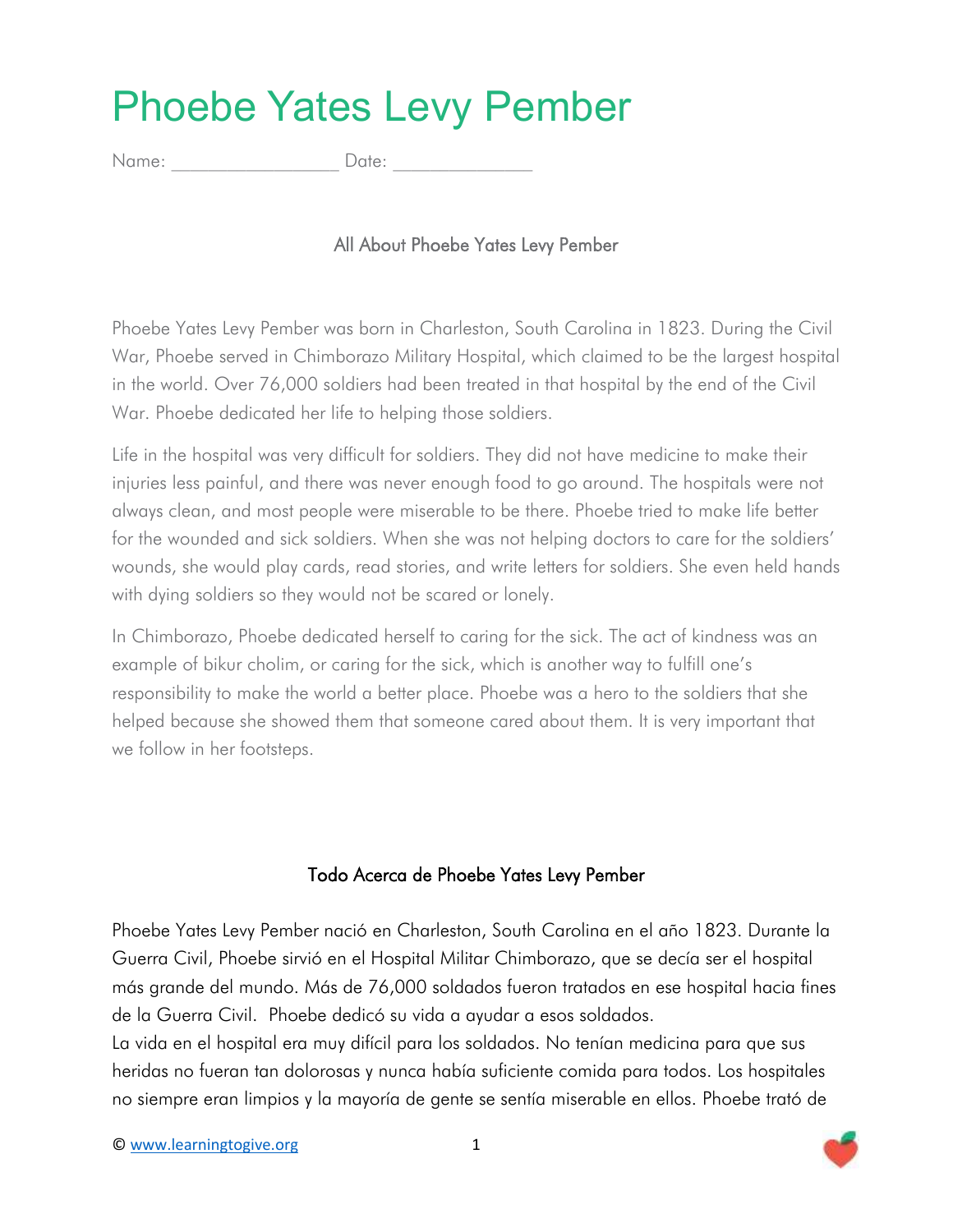# Phoebe Yates Levy Pember

Name: _________________ Date: ______________

## All About Phoebe Yates Levy Pember

Phoebe Yates Levy Pember was born in Charleston, South Carolina in 1823. During the Civil War, Phoebe served in Chimborazo Military Hospital, which claimed to be the largest hospital in the world. Over 76,000 soldiers had been treated in that hospital by the end of the Civil War. Phoebe dedicated her life to helping those soldiers.

Life in the hospital was very difficult for soldiers. They did not have medicine to make their injuries less painful, and there was never enough food to go around. The hospitals were not always clean, and most people were miserable to be there. Phoebe tried to make life better for the wounded and sick soldiers. When she was not helping doctors to care for the soldiers' wounds, she would play cards, read stories, and write letters for soldiers. She even held hands with dying soldiers so they would not be scared or lonely.

In Chimborazo, Phoebe dedicated herself to caring for the sick. The act of kindness was an example of bikur cholim, or caring for the sick, which is another way to fulfill one's responsibility to make the world a better place. Phoebe was a hero to the soldiers that she helped because she showed them that someone cared about them. It is very important that we follow in her footsteps.

## Todo Acerca de Phoebe Yates Levy Pember

Phoebe Yates Levy Pember nació en Charleston, South Carolina en el año 1823. Durante la Guerra Civil, Phoebe sirvió en el Hospital Militar Chimborazo, que se decía ser el hospital más grande del mundo. Más de 76,000 soldados fueron tratados en ese hospital hacia fines de la Guerra Civil. Phoebe dedicó su vida a ayudar a esos soldados.

La vida en el hospital era muy difícil para los soldados. No tenían medicina para que sus heridas no fueran tan dolorosas y nunca había suficiente comida para todos. Los hospitales no siempre eran limpios y la mayoría de gente se sentía miserable en ellos. Phoebe trató de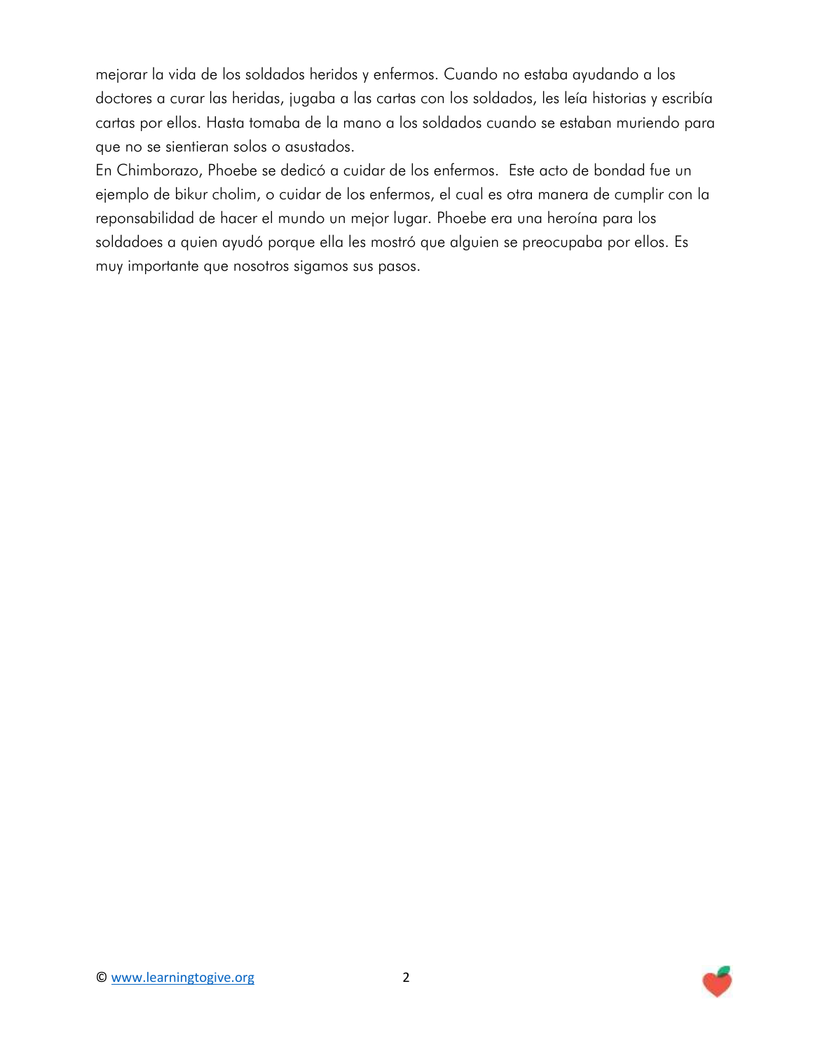mejorar la vida de los soldados heridos y enfermos. Cuando no estaba ayudando a los doctores a curar las heridas, jugaba a las cartas con los soldados, les leía historias y escribía cartas por ellos. Hasta tomaba de la mano a los soldados cuando se estaban muriendo para que no se sientieran solos o asustados.

En Chimborazo, Phoebe se dedicó a cuidar de los enfermos. Este acto de bondad fue un ejemplo de bikur cholim, o cuidar de los enfermos, el cual es otra manera de cumplir con la reponsabilidad de hacer el mundo un mejor lugar. Phoebe era una heroína para los soldadoes a quien ayudó porque ella les mostró que alguien se preocupaba por ellos. Es muy importante que nosotros sigamos sus pasos.